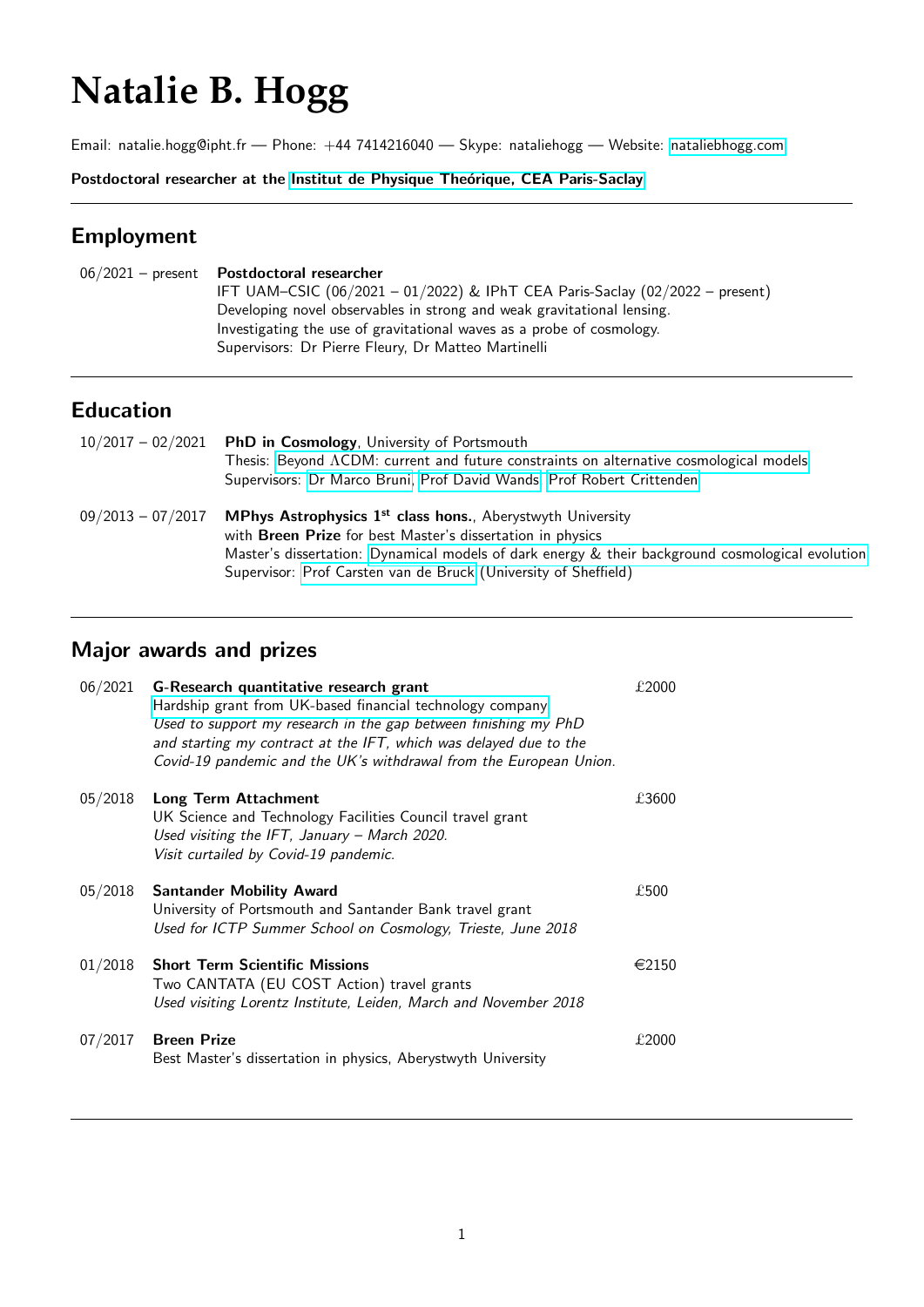# Natalie B. Hogg

Email: natalie.hogg@ipht.fr — Phone: +44 7414216040 — Skype: nataliehogg — Website: nataliebhogg.com

**Postdoctoral researcher at the Institut de Physique Théorique, CEA Paris-Saclay**

---

## Employment

06/2021 – present **Postdoctoral researcher**
IFT UAM–CSIC (06/2021 – 01/2022) & IPhT CEA Paris-Saclay (02/2022 – present)
Developing novel observables in strong and weak gravitational lensing.
Investigating the use of gravitational waves as a probe of cosmology.
Supervisors: Dr Pierre Fleury, Dr Matteo Martinelli

---

## Education

10/2017 – 02/2021 **PhD in Cosmology**, University of Portsmouth
Thesis: Beyond ΛCDM: current and future constraints on alternative cosmological models
Supervisors: Dr Marco Bruni, Prof David Wands, Prof Robert Crittenden

09/2013 – 07/2017 **MPhys Astrophysics 1st class hons.**, Aberystwyth University
with **Breen Prize** for best Master's dissertation in physics
Master's dissertation: Dynamical models of dark energy & their background cosmological evolution
Supervisor: Prof Carsten van de Bruck (University of Sheffield)

---

## Major awards and prizes

06/2021 **G-Research quantitative research grant** £2000
Hardship grant from UK-based financial technology company
*Used to support my research in the gap between finishing my PhD and starting my contract at the IFT, which was delayed due to the Covid-19 pandemic and the UK's withdrawal from the European Union.*

05/2018 **Long Term Attachment** £3600
UK Science and Technology Facilities Council travel grant
*Used visiting the IFT, January – March 2020.*
*Visit curtailed by Covid-19 pandemic.*

05/2018 **Santander Mobility Award** £500
University of Portsmouth and Santander Bank travel grant
*Used for ICTP Summer School on Cosmology, Trieste, June 2018*

01/2018 **Short Term Scientific Missions** €2150
Two CANTATA (EU COST Action) travel grants
*Used visiting Lorentz Institute, Leiden, March and November 2018*

07/2017 **Breen Prize** £2000
Best Master's dissertation in physics, Aberystwyth University

---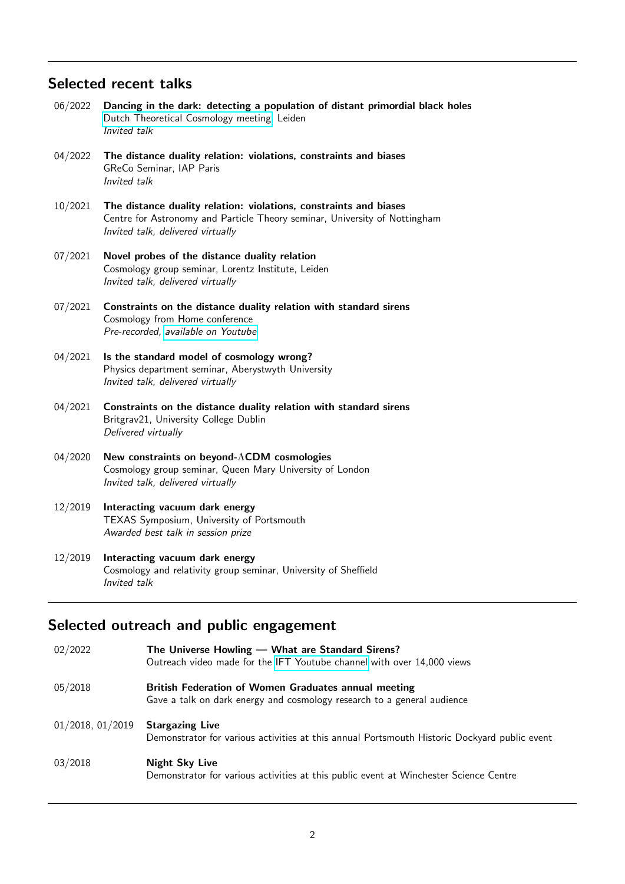## Selected recent talks

06/2022 **Dancing in the dark: detecting a population of distant primordial black holes**
Dutch Theoretical Cosmology meeting, Leiden
*Invited talk*

04/2022 **The distance duality relation: violations, constraints and biases**
GReCo Seminar, IAP Paris
*Invited talk*

10/2021 **The distance duality relation: violations, constraints and biases**
Centre for Astronomy and Particle Theory seminar, University of Nottingham
*Invited talk, delivered virtually*

07/2021 **Novel probes of the distance duality relation**
Cosmology group seminar, Lorentz Institute, Leiden
*Invited talk, delivered virtually*

07/2021 **Constraints on the distance duality relation with standard sirens**
Cosmology from Home conference
*Pre-recorded, available on Youtube*

04/2021 **Is the standard model of cosmology wrong?**
Physics department seminar, Aberystwyth University
*Invited talk, delivered virtually*

04/2021 **Constraints on the distance duality relation with standard sirens**
Britgrav21, University College Dublin
*Delivered virtually*

04/2020 **New constraints on beyond-$\Lambda$CDM cosmologies**
Cosmology group seminar, Queen Mary University of London
*Invited talk, delivered virtually*

12/2019 **Interacting vacuum dark energy**
TEXAS Symposium, University of Portsmouth
*Awarded best talk in session prize*

12/2019 **Interacting vacuum dark energy**
Cosmology and relativity group seminar, University of Sheffield
*Invited talk*

## Selected outreach and public engagement

02/2022 **The Universe Howling — What are Standard Sirens?**
Outreach video made for the IFT Youtube channel with over 14,000 views

05/2018 **British Federation of Women Graduates annual meeting**
Gave a talk on dark energy and cosmology research to a general audience

01/2018, 01/2019 **Stargazing Live**
Demonstrator for various activities at this annual Portsmouth Historic Dockyard public event

03/2018 **Night Sky Live**
Demonstrator for various activities at this public event at Winchester Science Centre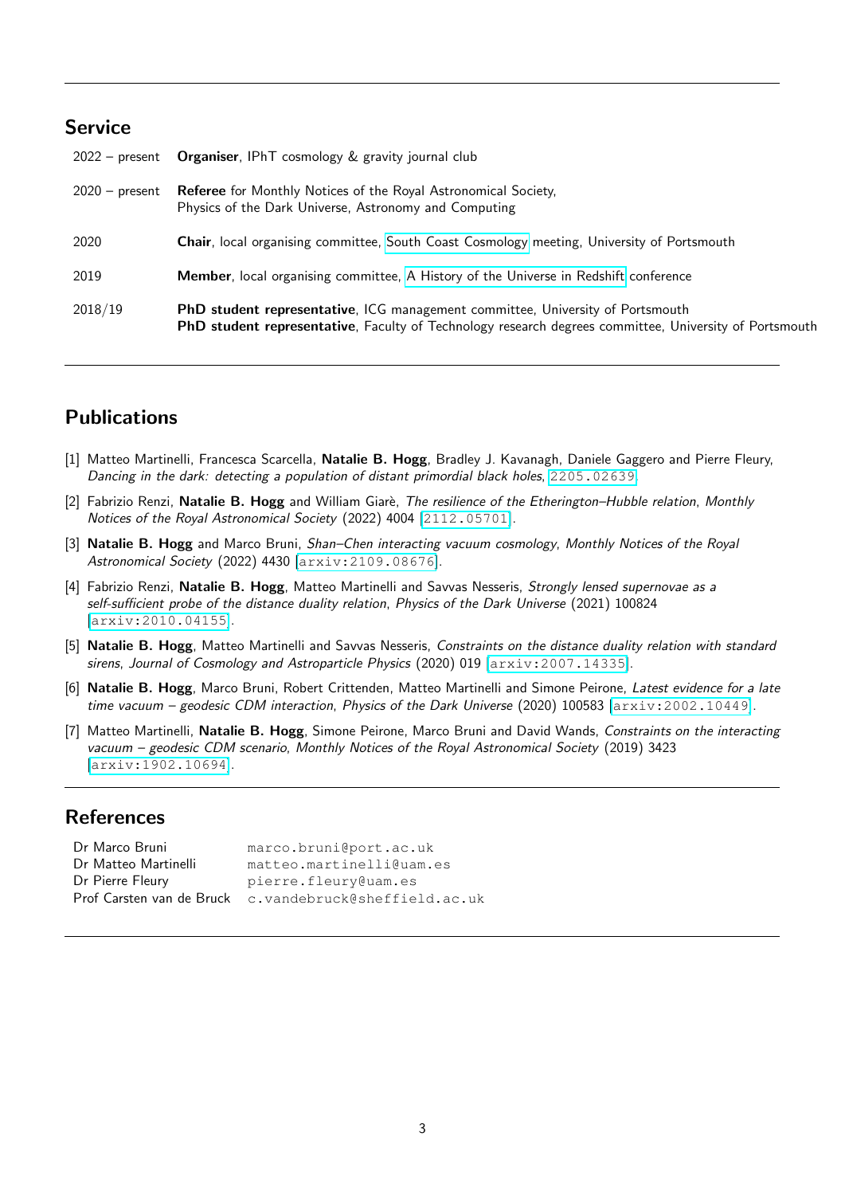## Service

| | |
|---|---|
| 2022 – present | **Organiser**, IPhT cosmology & gravity journal club |
| 2020 – present | **Referee** for Monthly Notices of the Royal Astronomical Society, Physics of the Dark Universe, Astronomy and Computing |
| 2020 | **Chair**, local organising committee, South Coast Cosmology meeting, University of Portsmouth |
| 2019 | **Member**, local organising committee, A History of the Universe in Redshift conference |
| 2018/19 | **PhD student representative**, ICG management committee, University of Portsmouth<br>**PhD student representative**, Faculty of Technology research degrees committee, University of Portsmouth |

## Publications

[1] Matteo Martinelli, Francesca Scarcella, **Natalie B. Hogg**, Bradley J. Kavanagh, Daniele Gaggero and Pierre Fleury, *Dancing in the dark: detecting a population of distant primordial black holes*, 2205.02639.

[2] Fabrizio Renzi, **Natalie B. Hogg** and William Giarè, *The resilience of the Etherington–Hubble relation*, *Monthly Notices of the Royal Astronomical Society* (2022) 4004 [2112.05701].

[3] **Natalie B. Hogg** and Marco Bruni, *Shan–Chen interacting vacuum cosmology*, *Monthly Notices of the Royal Astronomical Society* (2022) 4430 [arxiv:2109.08676].

[4] Fabrizio Renzi, **Natalie B. Hogg**, Matteo Martinelli and Savvas Nesseris, *Strongly lensed supernovae as a self-sufficient probe of the distance duality relation*, *Physics of the Dark Universe* (2021) 100824 [arxiv:2010.04155].

[5] **Natalie B. Hogg**, Matteo Martinelli and Savvas Nesseris, *Constraints on the distance duality relation with standard sirens*, *Journal of Cosmology and Astroparticle Physics* (2020) 019 [arxiv:2007.14335].

[6] **Natalie B. Hogg**, Marco Bruni, Robert Crittenden, Matteo Martinelli and Simone Peirone, *Latest evidence for a late time vacuum – geodesic CDM interaction*, *Physics of the Dark Universe* (2020) 100583 [arxiv:2002.10449].

[7] Matteo Martinelli, **Natalie B. Hogg**, Simone Peirone, Marco Bruni and David Wands, *Constraints on the interacting vacuum – geodesic CDM scenario*, *Monthly Notices of the Royal Astronomical Society* (2019) 3423 [arxiv:1902.10694].

## References

| | |
|---|---|
| Dr Marco Bruni | marco.bruni@port.ac.uk |
| Dr Matteo Martinelli | matteo.martinelli@uam.es |
| Dr Pierre Fleury | pierre.fleury@uam.es |
| Prof Carsten van de Bruck | c.vandebruck@sheffield.ac.uk |